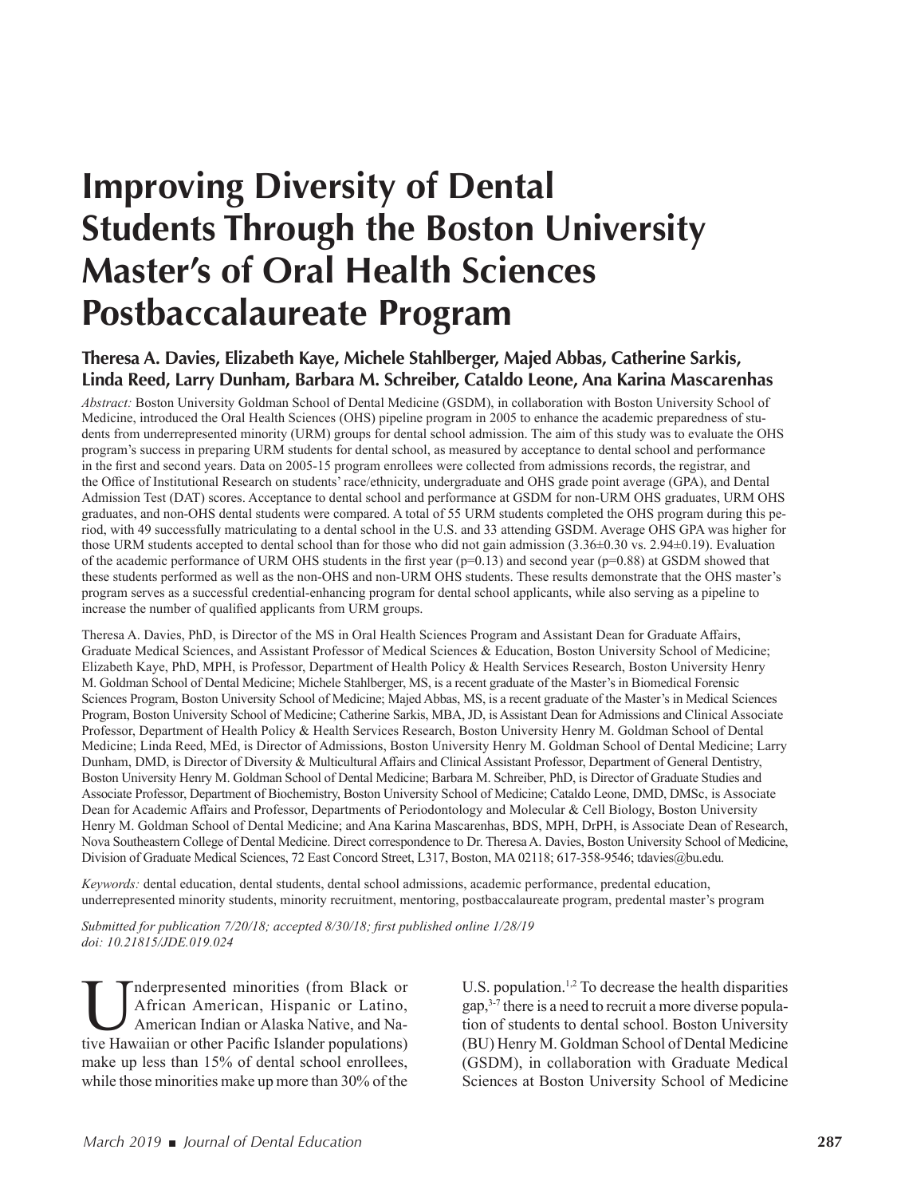# Improving Diversity of Dental Students Through the Boston University Master's of Oral Health Sciences Postbaccalaureate Program

**Theresa A. Davies, Elizabeth Kaye, Michele Stahlberger, Majed Abbas, Catherine Sarkis, Linda Reed, Larry Dunham, Barbara M. Schreiber, Cataldo Leone, Ana Karina Mascarenhas**

*Abstract:* Boston University Goldman School of Dental Medicine (GSDM), in collaboration with Boston University School of Medicine, introduced the Oral Health Sciences (OHS) pipeline program in 2005 to enhance the academic preparedness of students from underrepresented minority (URM) groups for dental school admission. The aim of this study was to evaluate the OHS program's success in preparing URM students for dental school, as measured by acceptance to dental school and performance in the first and second years. Data on 2005-15 program enrollees were collected from admissions records, the registrar, and the Office of Institutional Research on students' race/ethnicity, undergraduate and OHS grade point average (GPA), and Dental Admission Test (DAT) scores. Acceptance to dental school and performance at GSDM for non-URM OHS graduates, URM OHS graduates, and non-OHS dental students were compared. A total of 55 URM students completed the OHS program during this period, with 49 successfully matriculating to a dental school in the U.S. and 33 attending GSDM. Average OHS GPA was higher for those URM students accepted to dental school than for those who did not gain admission (3.36±0.30 vs. 2.94±0.19). Evaluation of the academic performance of URM OHS students in the first year ($p=0.13$) and second year ($p=0.88$) at GSDM showed that these students performed as well as the non-OHS and non-URM OHS students. These results demonstrate that the OHS master's program serves as a successful credential-enhancing program for dental school applicants, while also serving as a pipeline to increase the number of qualified applicants from URM groups.

Theresa A. Davies, PhD, is Director of the MS in Oral Health Sciences Program and Assistant Dean for Graduate Affairs, Graduate Medical Sciences, and Assistant Professor of Medical Sciences & Education, Boston University School of Medicine; Elizabeth Kaye, PhD, MPH, is Professor, Department of Health Policy & Health Services Research, Boston University Henry M. Goldman School of Dental Medicine; Michele Stahlberger, MS, is a recent graduate of the Master's in Biomedical Forensic Sciences Program, Boston University School of Medicine; Majed Abbas, MS, is a recent graduate of the Master's in Medical Sciences Program, Boston University School of Medicine; Catherine Sarkis, MBA, JD, is Assistant Dean for Admissions and Clinical Associate Professor, Department of Health Policy & Health Services Research, Boston University Henry M. Goldman School of Dental Medicine; Linda Reed, MEd, is Director of Admissions, Boston University Henry M. Goldman School of Dental Medicine; Larry Dunham, DMD, is Director of Diversity & Multicultural Affairs and Clinical Assistant Professor, Department of General Dentistry, Boston University Henry M. Goldman School of Dental Medicine; Barbara M. Schreiber, PhD, is Director of Graduate Studies and Associate Professor, Department of Biochemistry, Boston University School of Medicine; Cataldo Leone, DMD, DMSc, is Associate Dean for Academic Affairs and Professor, Departments of Periodontology and Molecular & Cell Biology, Boston University Henry M. Goldman School of Dental Medicine; and Ana Karina Mascarenhas, BDS, MPH, DrPH, is Associate Dean of Research, Nova Southeastern College of Dental Medicine. Direct correspondence to Dr. Theresa A. Davies, Boston University School of Medicine, Division of Graduate Medical Sciences, 72 East Concord Street, L317, Boston, MA 02118; 617-358-9546; tdavies@bu.edu.

*Keywords:* dental education, dental students, dental school admissions, academic performance, predental education, underrepresented minority students, minority recruitment, mentoring, postbaccalaureate program, predental master's program

*Submitted for publication 7/20/18; accepted 8/30/18; first published online 1/28/19*
*doi: 10.21815/JDE.019.024*

Underrepresented minorities (from Black or African American, Hispanic or Latino, American Indian or Alaska Native, and Native Hawaiian or other Pacific Islander populations) make up less than 15% of dental school enrollees, while those minorities make up more than 30% of the U.S. population.[1,2] To decrease the health disparities gap,[3-7] there is a need to recruit a more diverse population of students to dental school. Boston University (BU) Henry M. Goldman School of Dental Medicine (GSDM), in collaboration with Graduate Medical Sciences at Boston University School of Medicine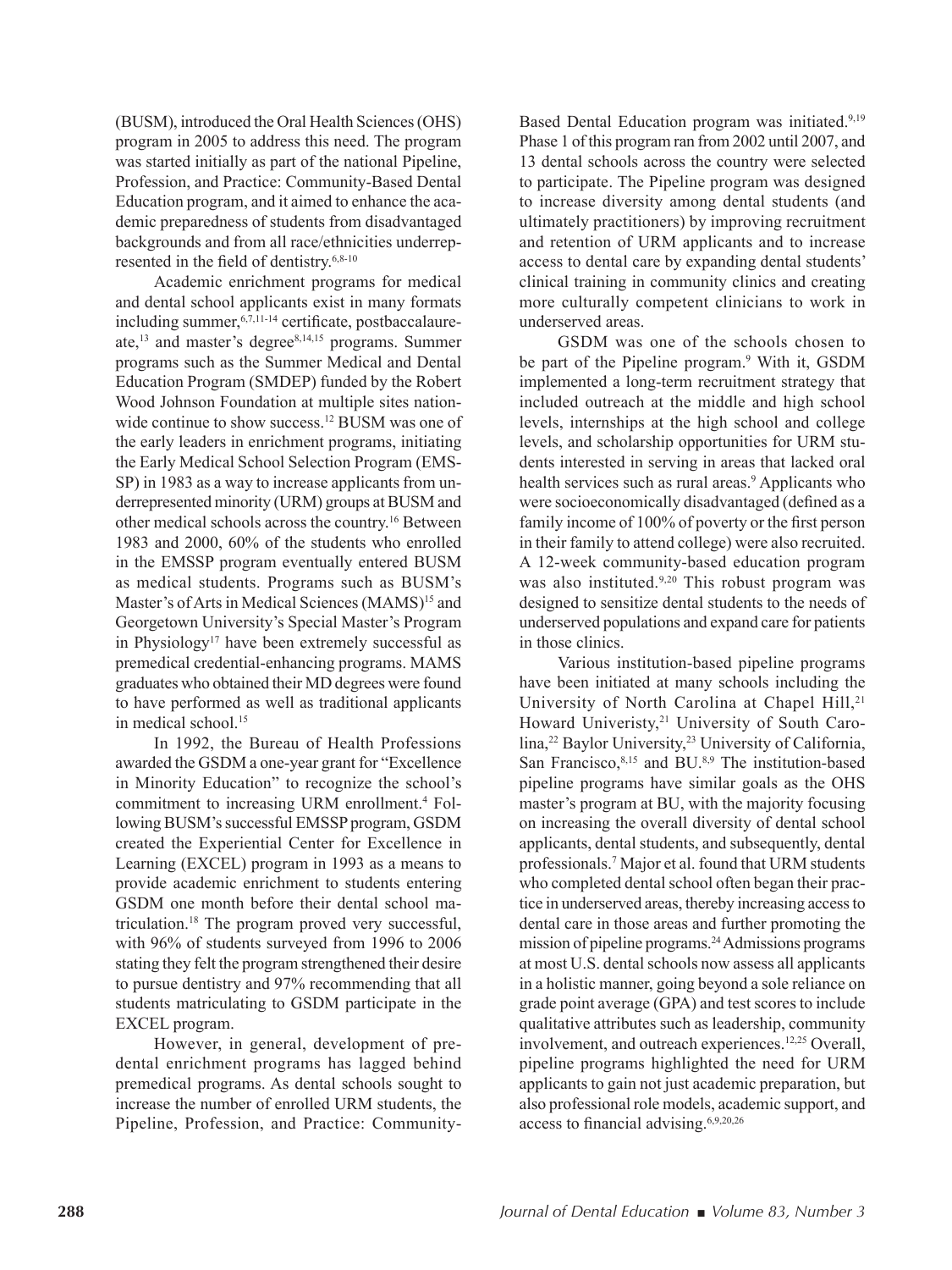(BUSM), introduced the Oral Health Sciences (OHS) program in 2005 to address this need. The program was started initially as part of the national Pipeline, Profession, and Practice: Community-Based Dental Education program, and it aimed to enhance the academic preparedness of students from disadvantaged backgrounds and from all race/ethnicities underrepresented in the field of dentistry.[6,8-10]

Academic enrichment programs for medical and dental school applicants exist in many formats including summer,[6,7,11-14] certificate, postbaccalaureate,[13] and master's degree[8,14,15] programs. Summer programs such as the Summer Medical and Dental Education Program (SMDEP) funded by the Robert Wood Johnson Foundation at multiple sites nationwide continue to show success.[12] BUSM was one of the early leaders in enrichment programs, initiating the Early Medical School Selection Program (EMSSP) in 1983 as a way to increase applicants from underrepresented minority (URM) groups at BUSM and other medical schools across the country.[16] Between 1983 and 2000, 60% of the students who enrolled in the EMSSP program eventually entered BUSM as medical students. Programs such as BUSM's Master's of Arts in Medical Sciences (MAMS)[15] and Georgetown University's Special Master's Program in Physiology[17] have been extremely successful as premedical credential-enhancing programs. MAMS graduates who obtained their MD degrees were found to have performed as well as traditional applicants in medical school.[15]

In 1992, the Bureau of Health Professions awarded the GSDM a one-year grant for "Excellence in Minority Education" to recognize the school's commitment to increasing URM enrollment.[4] Following BUSM's successful EMSSP program, GSDM created the Experiential Center for Excellence in Learning (EXCEL) program in 1993 as a means to provide academic enrichment to students entering GSDM one month before their dental school matriculation.[18] The program proved very successful, with 96% of students surveyed from 1996 to 2006 stating they felt the program strengthened their desire to pursue dentistry and 97% recommending that all students matriculating to GSDM participate in the EXCEL program.

However, in general, development of predental enrichment programs has lagged behind premedical programs. As dental schools sought to increase the number of enrolled URM students, the Pipeline, Profession, and Practice: Community-Based Dental Education program was initiated.[9,19] Phase 1 of this program ran from 2002 until 2007, and 13 dental schools across the country were selected to participate. The Pipeline program was designed to increase diversity among dental students (and ultimately practitioners) by improving recruitment and retention of URM applicants and to increase access to dental care by expanding dental students' clinical training in community clinics and creating more culturally competent clinicians to work in underserved areas.

GSDM was one of the schools chosen to be part of the Pipeline program.[9] With it, GSDM implemented a long-term recruitment strategy that included outreach at the middle and high school levels, internships at the high school and college levels, and scholarship opportunities for URM students interested in serving in areas that lacked oral health services such as rural areas.[9] Applicants who were socioeconomically disadvantaged (defined as a family income of 100% of poverty or the first person in their family to attend college) were also recruited. A 12-week community-based education program was also instituted.[9,20] This robust program was designed to sensitize dental students to the needs of underserved populations and expand care for patients in those clinics.

Various institution-based pipeline programs have been initiated at many schools including the University of North Carolina at Chapel Hill,[21] Howard Univeristy,[21] University of South Carolina,[22] Baylor University,[23] University of California, San Francisco,[8,15] and BU.[8,9] The institution-based pipeline programs have similar goals as the OHS master's program at BU, with the majority focusing on increasing the overall diversity of dental school applicants, dental students, and subsequently, dental professionals.[7] Major et al. found that URM students who completed dental school often began their practice in underserved areas, thereby increasing access to dental care in those areas and further promoting the mission of pipeline programs.[24] Admissions programs at most U.S. dental schools now assess all applicants in a holistic manner, going beyond a sole reliance on grade point average (GPA) and test scores to include qualitative attributes such as leadership, community involvement, and outreach experiences.[12,25] Overall, pipeline programs highlighted the need for URM applicants to gain not just academic preparation, but also professional role models, academic support, and access to financial advising.[6,9,20,26]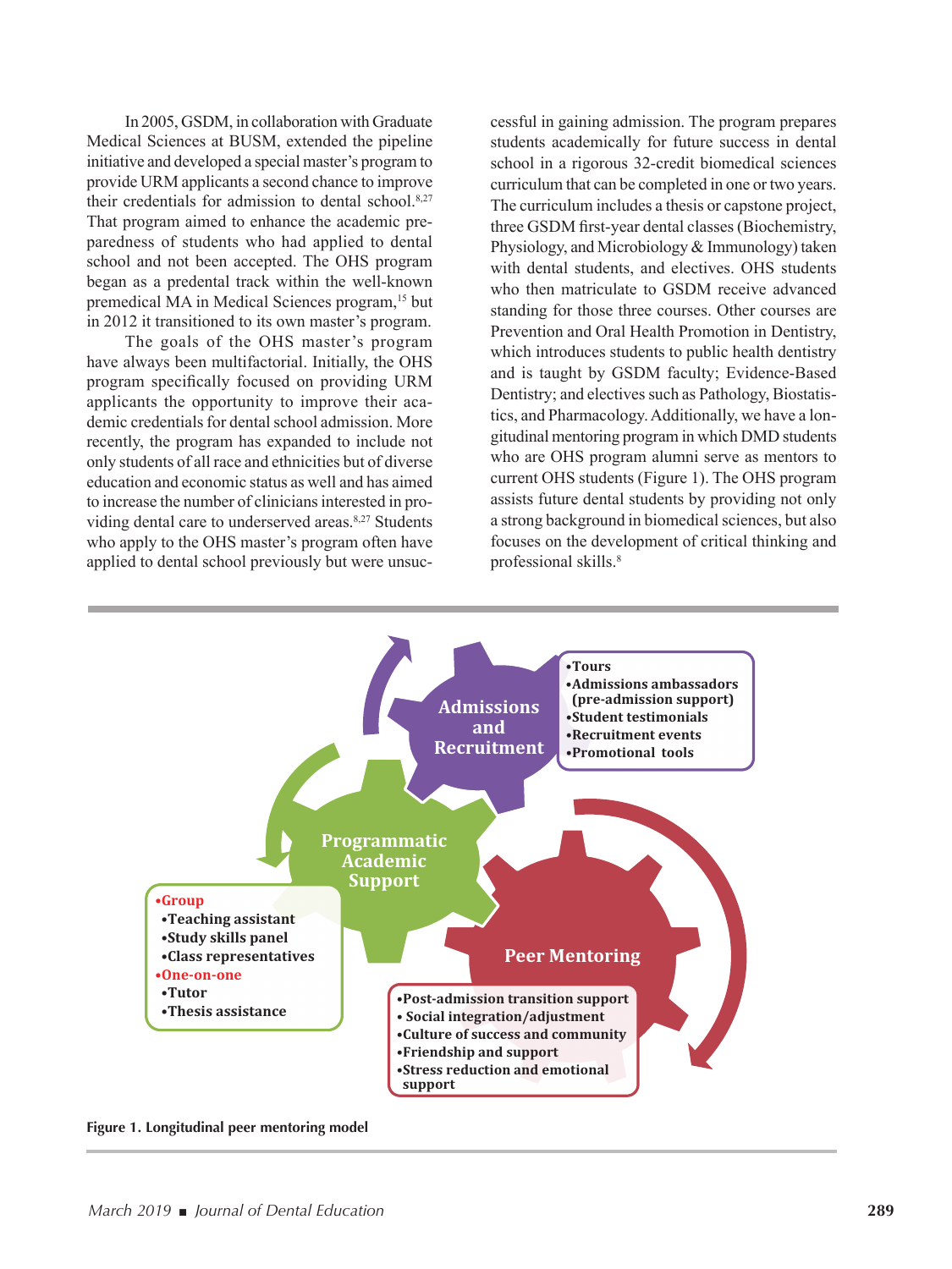In 2005, GSDM, in collaboration with Graduate Medical Sciences at BUSM, extended the pipeline initiative and developed a special master's program to provide URM applicants a second chance to improve their credentials for admission to dental school.[8,27] That program aimed to enhance the academic preparedness of students who had applied to dental school and not been accepted. The OHS program began as a predental track within the well-known premedical MA in Medical Sciences program,[15] but in 2012 it transitioned to its own master's program.

The goals of the OHS master's program have always been multifactorial. Initially, the OHS program specifically focused on providing URM applicants the opportunity to improve their academic credentials for dental school admission. More recently, the program has expanded to include not only students of all race and ethnicities but of diverse education and economic status as well and has aimed to increase the number of clinicians interested in providing dental care to underserved areas.[8,27] Students who apply to the OHS master's program often have applied to dental school previously but were unsuccessful in gaining admission. The program prepares students academically for future success in dental school in a rigorous 32-credit biomedical sciences curriculum that can be completed in one or two years. The curriculum includes a thesis or capstone project, three GSDM first-year dental classes (Biochemistry, Physiology, and Microbiology & Immunology) taken with dental students, and electives. OHS students who then matriculate to GSDM receive advanced standing for those three courses. Other courses are Prevention and Oral Health Promotion in Dentistry, which introduces students to public health dentistry and is taught by GSDM faculty; Evidence-Based Dentistry; and electives such as Pathology, Biostatistics, and Pharmacology. Additionally, we have a longitudinal mentoring program in which DMD students who are OHS program alumni serve as mentors to current OHS students (Figure 1). The OHS program assists future dental students by providing not only a strong background in biomedical sciences, but also focuses on the development of critical thinking and professional skills.[8]

**Admissions and Recruitment**
- Tours
- Admissions ambassadors (pre-admission support)
- Student testimonials
- Recruitment events
- Promotional tools

**Programmatic Academic Support**
- Group
  - Teaching assistant
  - Study skills panel
  - Class representatives
- One-on-one
  - Tutor
  - Thesis assistance

**Peer Mentoring**
- Post-admission transition support
- Social integration/adjustment
- Culture of success and community
- Friendship and support
- Stress reduction and emotional support

**Figure 1. Longitudinal peer mentoring model**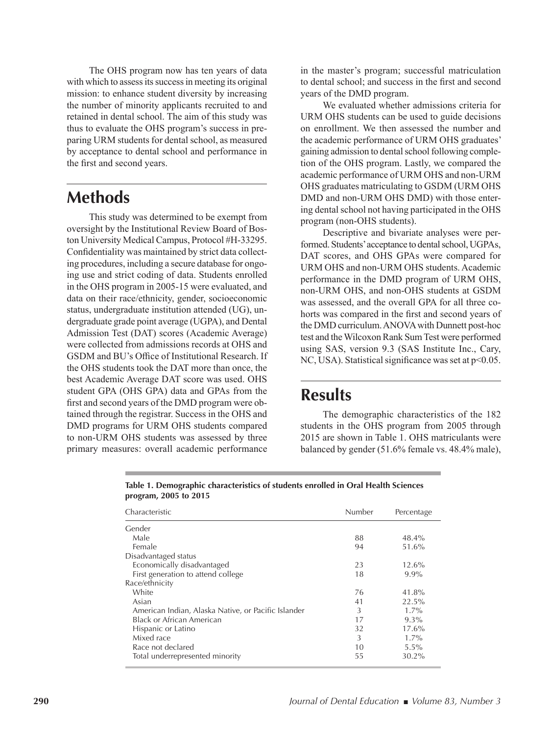The OHS program now has ten years of data with which to assess its success in meeting its original mission: to enhance student diversity by increasing the number of minority applicants recruited to and retained in dental school. The aim of this study was thus to evaluate the OHS program's success in preparing URM students for dental school, as measured by acceptance to dental school and performance in the first and second years.

## Methods

This study was determined to be exempt from oversight by the Institutional Review Board of Boston University Medical Campus, Protocol #H-33295. Confidentiality was maintained by strict data collecting procedures, including a secure database for ongoing use and strict coding of data. Students enrolled in the OHS program in 2005-15 were evaluated, and data on their race/ethnicity, gender, socioeconomic status, undergraduate institution attended (UG), undergraduate grade point average (UGPA), and Dental Admission Test (DAT) scores (Academic Average) were collected from admissions records at OHS and GSDM and BU's Office of Institutional Research. If the OHS students took the DAT more than once, the best Academic Average DAT score was used. OHS student GPA (OHS GPA) data and GPAs from the first and second years of the DMD program were obtained through the registrar. Success in the OHS and DMD programs for URM OHS students compared to non-URM OHS students was assessed by three primary measures: overall academic performance in the master's program; successful matriculation to dental school; and success in the first and second years of the DMD program.

We evaluated whether admissions criteria for URM OHS students can be used to guide decisions on enrollment. We then assessed the number and the academic performance of URM OHS graduates' gaining admission to dental school following completion of the OHS program. Lastly, we compared the academic performance of URM OHS and non-URM OHS graduates matriculating to GSDM (URM OHS DMD and non-URM OHS DMD) with those entering dental school not having participated in the OHS program (non-OHS students).

Descriptive and bivariate analyses were performed. Students' acceptance to dental school, UGPAs, DAT scores, and OHS GPAs were compared for URM OHS and non-URM OHS students. Academic performance in the DMD program of URM OHS, non-URM OHS, and non-OHS students at GSDM was assessed, and the overall GPA for all three cohorts was compared in the first and second years of the DMD curriculum. ANOVA with Dunnett post-hoc test and the Wilcoxon Rank Sum Test were performed using SAS, version 9.3 (SAS Institute Inc., Cary, NC, USA). Statistical significance was set at $p<0.05$.

## Results

The demographic characteristics of the 182 students in the OHS program from 2005 through 2015 are shown in Table 1. OHS matriculants were balanced by gender (51.6% female vs. 48.4% male),

**Table 1. Demographic characteristics of students enrolled in Oral Health Sciences program, 2005 to 2015**

| Characteristic | Number | Percentage |
|---|---|---|
| Gender | | |
| Male | 88 | 48.4% |
| Female | 94 | 51.6% |
| Disadvantaged status | | |
| Economically disadvantaged | 23 | 12.6% |
| First generation to attend college | 18 | 9.9% |
| Race/ethnicity | | |
| White | 76 | 41.8% |
| Asian | 41 | 22.5% |
| American Indian, Alaska Native, or Pacific Islander | 3 | 1.7% |
| Black or African American | 17 | 9.3% |
| Hispanic or Latino | 32 | 17.6% |
| Mixed race | 3 | 1.7% |
| Race not declared | 10 | 5.5% |
| Total underrepresented minority | 55 | 30.2% |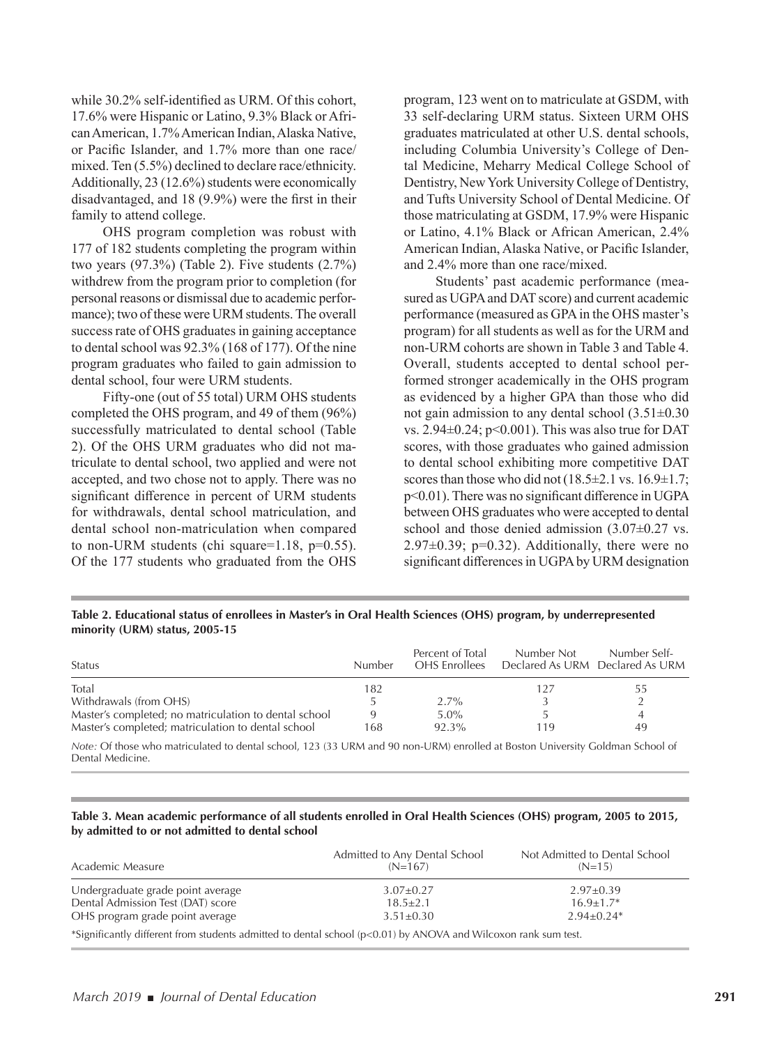while 30.2% self-identified as URM. Of this cohort, 17.6% were Hispanic or Latino, 9.3% Black or African American, 1.7% American Indian, Alaska Native, or Pacific Islander, and 1.7% more than one race/mixed. Ten (5.5%) declined to declare race/ethnicity. Additionally, 23 (12.6%) students were economically disadvantaged, and 18 (9.9%) were the first in their family to attend college.

OHS program completion was robust with 177 of 182 students completing the program within two years (97.3%) (Table 2). Five students (2.7%) withdrew from the program prior to completion (for personal reasons or dismissal due to academic performance); two of these were URM students. The overall success rate of OHS graduates in gaining acceptance to dental school was 92.3% (168 of 177). Of the nine program graduates who failed to gain admission to dental school, four were URM students.

Fifty-one (out of 55 total) URM OHS students completed the OHS program, and 49 of them (96%) successfully matriculated to dental school (Table 2). Of the OHS URM graduates who did not matriculate to dental school, two applied and were not accepted, and two chose not to apply. There was no significant difference in percent of URM students for withdrawals, dental school matriculation, and dental school non-matriculation when compared to non-URM students (chi square=1.18, $p=0.55$). Of the 177 students who graduated from the OHS program, 123 went on to matriculate at GSDM, with 33 self-declaring URM status. Sixteen URM OHS graduates matriculated at other U.S. dental schools, including Columbia University's College of Dental Medicine, Meharry Medical College School of Dentistry, New York University College of Dentistry, and Tufts University School of Dental Medicine. Of those matriculating at GSDM, 17.9% were Hispanic or Latino, 4.1% Black or African American, 2.4% American Indian, Alaska Native, or Pacific Islander, and 2.4% more than one race/mixed.

Students' past academic performance (measured as UGPA and DAT score) and current academic performance (measured as GPA in the OHS master's program) for all students as well as for the URM and non-URM cohorts are shown in Table 3 and Table 4. Overall, students accepted to dental school performed stronger academically in the OHS program as evidenced by a higher GPA than those who did not gain admission to any dental school (3.51±0.30 vs. 2.94±0.24; $p<0.001$). This was also true for DAT scores, with those graduates who gained admission to dental school exhibiting more competitive DAT scores than those who did not (18.5±2.1 vs. 16.9±1.7; $p<0.01$). There was no significant difference in UGPA between OHS graduates who were accepted to dental school and those denied admission (3.07±0.27 vs. 2.97±0.39; $p=0.32$). Additionally, there were no significant differences in UGPA by URM designation

**Table 2. Educational status of enrollees in Master's in Oral Health Sciences (OHS) program, by underrepresented minority (URM) status, 2005-15**

| Status | Number | Percent of Total OHS Enrollees | Number Not Declared As URM | Number Self-Declared As URM |
|---|---|---|---|---|
| Total | 182 | | 127 | 55 |
| Withdrawals (from OHS) | 5 | 2.7% | 3 | 2 |
| Master's completed; no matriculation to dental school | 9 | 5.0% | 5 | 4 |
| Master's completed; matriculation to dental school | 168 | 92.3% | 119 | 49 |

*Note:* Of those who matriculated to dental school, 123 (33 URM and 90 non-URM) enrolled at Boston University Goldman School of Dental Medicine.

**Table 3. Mean academic performance of all students enrolled in Oral Health Sciences (OHS) program, 2005 to 2015, by admitted to or not admitted to dental school**

| Academic Measure | Admitted to Any Dental School (N=167) | Not Admitted to Dental School (N=15) |
|---|---|---|
| Undergraduate grade point average | 3.07±0.27 | 2.97±0.39 |
| Dental Admission Test (DAT) score | 18.5±2.1 | 16.9±1.7* |
| OHS program grade point average | 3.51±0.30 | 2.94±0.24* |

*Significantly different from students admitted to dental school ($p<0.01$) by ANOVA and Wilcoxon rank sum test.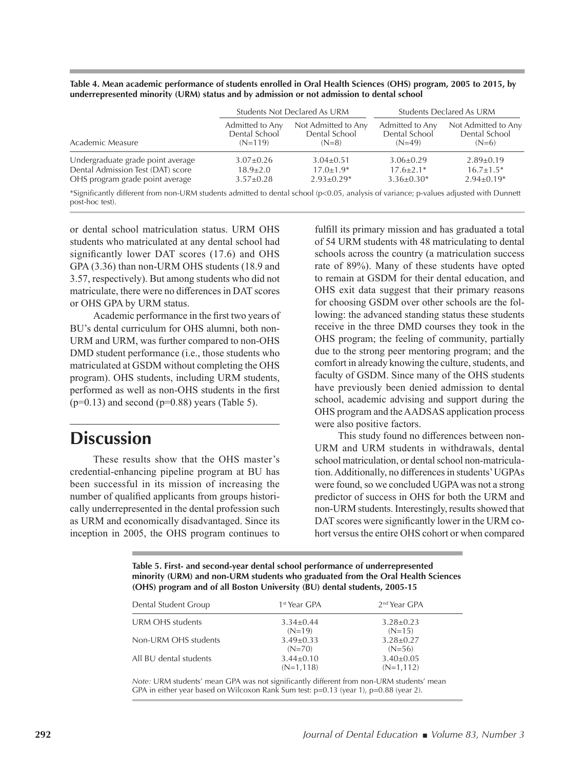**Table 4. Mean academic performance of students enrolled in Oral Health Sciences (OHS) program, 2005 to 2015, by underrepresented minority (URM) status and by admission or not admission to dental school**

| | Students Not Declared As URM | | Students Declared As URM | |
|---|---|---|---|---|
| Academic Measure | Admitted to Any Dental School (N=119) | Not Admitted to Any Dental School (N=8) | Admitted to Any Dental School (N=49) | Not Admitted to Any Dental School (N=6) |
| Undergraduate grade point average | 3.07±0.26 | 3.04±0.51 | 3.06±0.29 | 2.89±0.19 |
| Dental Admission Test (DAT) score | 18.9±2.0 | 17.0±1.9* | 17.6±2.1* | 16.7±1.5* |
| OHS program grade point average | 3.57±0.28 | 2.93±0.29* | 3.36±0.30* | 2.94±0.19* |

*Significantly different from non-URM students admitted to dental school ($p<0.05$, analysis of variance; p-values adjusted with Dunnett post-hoc test).

or dental school matriculation status. URM OHS students who matriculated at any dental school had significantly lower DAT scores (17.6) and OHS GPA (3.36) than non-URM OHS students (18.9 and 3.57, respectively). But among students who did not matriculate, there were no differences in DAT scores or OHS GPA by URM status.

Academic performance in the first two years of BU's dental curriculum for OHS alumni, both non-URM and URM, was further compared to non-OHS DMD student performance (i.e., those students who matriculated at GSDM without completing the OHS program). OHS students, including URM students, performed as well as non-OHS students in the first ($p=0.13$) and second ($p=0.88$) years (Table 5).

# Discussion

These results show that the OHS master's credential-enhancing pipeline program at BU has been successful in its mission of increasing the number of qualified applicants from groups historically underrepresented in the dental profession such as URM and economically disadvantaged. Since its inception in 2005, the OHS program continues to fulfill its primary mission and has graduated a total of 54 URM students with 48 matriculating to dental schools across the country (a matriculation success rate of 89%). Many of these students have opted to remain at GSDM for their dental education, and OHS exit data suggest that their primary reasons for choosing GSDM over other schools are the following: the advanced standing status these students receive in the three DMD courses they took in the OHS program; the feeling of community, partially due to the strong peer mentoring program; and the comfort in already knowing the culture, students, and faculty of GSDM. Since many of the OHS students have previously been denied admission to dental school, academic advising and support during the OHS program and the AADSAS application process were also positive factors.

This study found no differences between non-URM and URM students in withdrawals, dental school matriculation, or dental school non-matriculation. Additionally, no differences in students' UGPAs were found, so we concluded UGPA was not a strong predictor of success in OHS for both the URM and non-URM students. Interestingly, results showed that DAT scores were significantly lower in the URM cohort versus the entire OHS cohort or when compared

**Table 5. First- and second-year dental school performance of underrepresented minority (URM) and non-URM students who graduated from the Oral Health Sciences (OHS) program and of all Boston University (BU) dental students, 2005-15**

| Dental Student Group | 1st Year GPA | 2nd Year GPA |
|---|---|---|
| URM OHS students | 3.34±0.44 (N=19) | 3.28±0.23 (N=15) |
| Non-URM OHS students | 3.49±0.33 (N=70) | 3.28±0.27 (N=56) |
| All BU dental students | 3.44±0.10 (N=1,118) | 3.40±0.05 (N=1,112) |

*Note:* URM students' mean GPA was not significantly different from non-URM students' mean GPA in either year based on Wilcoxon Rank Sum test: $p=0.13$ (year 1), $p=0.88$ (year 2).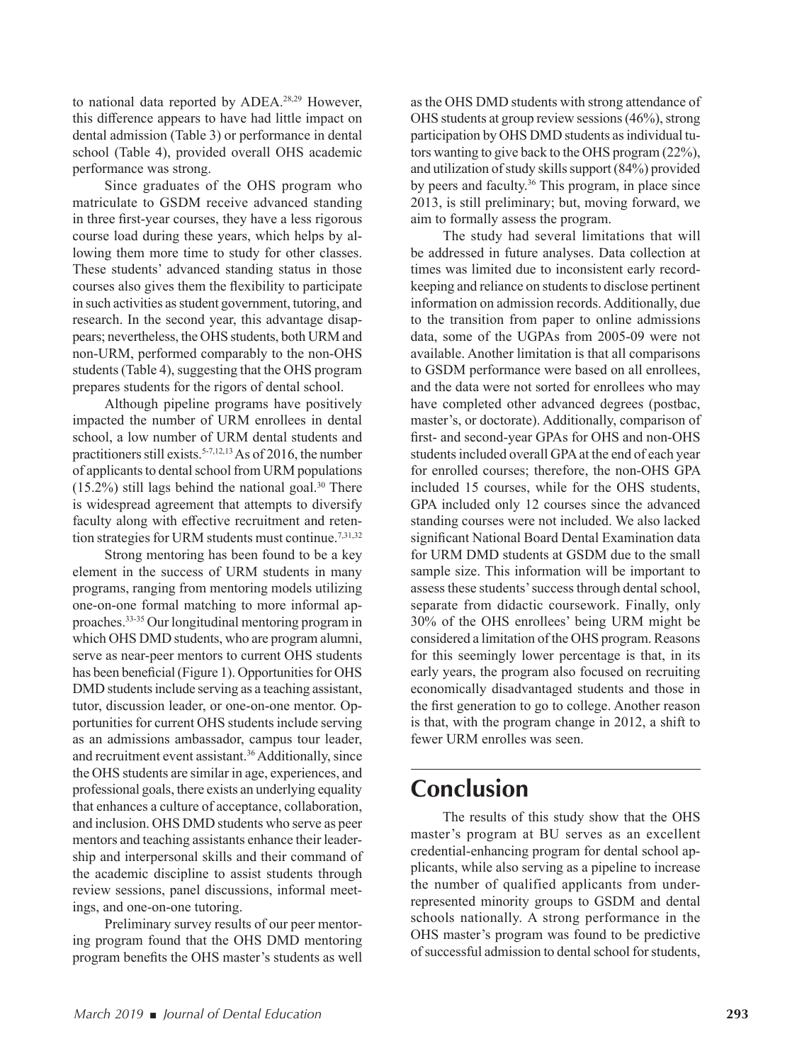to national data reported by ADEA.[28,29] However, this difference appears to have had little impact on dental admission (Table 3) or performance in dental school (Table 4), provided overall OHS academic performance was strong.

Since graduates of the OHS program who matriculate to GSDM receive advanced standing in three first-year courses, they have a less rigorous course load during these years, which helps by allowing them more time to study for other classes. These students' advanced standing status in those courses also gives them the flexibility to participate in such activities as student government, tutoring, and research. In the second year, this advantage disappears; nevertheless, the OHS students, both URM and non-URM, performed comparably to the non-OHS students (Table 4), suggesting that the OHS program prepares students for the rigors of dental school.

Although pipeline programs have positively impacted the number of URM enrollees in dental school, a low number of URM dental students and practitioners still exists.[5-7,12,13] As of 2016, the number of applicants to dental school from URM populations (15.2%) still lags behind the national goal.[30] There is widespread agreement that attempts to diversify faculty along with effective recruitment and retention strategies for URM students must continue.[7,31,32]

Strong mentoring has been found to be a key element in the success of URM students in many programs, ranging from mentoring models utilizing one-on-one formal matching to more informal approaches.[33-35] Our longitudinal mentoring program in which OHS DMD students, who are program alumni, serve as near-peer mentors to current OHS students has been beneficial (Figure 1). Opportunities for OHS DMD students include serving as a teaching assistant, tutor, discussion leader, or one-on-one mentor. Opportunities for current OHS students include serving as an admissions ambassador, campus tour leader, and recruitment event assistant.[36] Additionally, since the OHS students are similar in age, experiences, and professional goals, there exists an underlying equality that enhances a culture of acceptance, collaboration, and inclusion. OHS DMD students who serve as peer mentors and teaching assistants enhance their leadership and interpersonal skills and their command of the academic discipline to assist students through review sessions, panel discussions, informal meetings, and one-on-one tutoring.

Preliminary survey results of our peer mentoring program found that the OHS DMD mentoring program benefits the OHS master's students as well as the OHS DMD students with strong attendance of OHS students at group review sessions (46%), strong participation by OHS DMD students as individual tutors wanting to give back to the OHS program (22%), and utilization of study skills support (84%) provided by peers and faculty.[36] This program, in place since 2013, is still preliminary; but, moving forward, we aim to formally assess the program.

The study had several limitations that will be addressed in future analyses. Data collection at times was limited due to inconsistent early recordkeeping and reliance on students to disclose pertinent information on admission records. Additionally, due to the transition from paper to online admissions data, some of the UGPAs from 2005-09 were not available. Another limitation is that all comparisons to GSDM performance were based on all enrollees, and the data were not sorted for enrollees who may have completed other advanced degrees (postbac, master's, or doctorate). Additionally, comparison of first- and second-year GPAs for OHS and non-OHS students included overall GPA at the end of each year for enrolled courses; therefore, the non-OHS GPA included 15 courses, while for the OHS students, GPA included only 12 courses since the advanced standing courses were not included. We also lacked significant National Board Dental Examination data for URM DMD students at GSDM due to the small sample size. This information will be important to assess these students' success through dental school, separate from didactic coursework. Finally, only 30% of the OHS enrollees' being URM might be considered a limitation of the OHS program. Reasons for this seemingly lower percentage is that, in its early years, the program also focused on recruiting economically disadvantaged students and those in the first generation to go to college. Another reason is that, with the program change in 2012, a shift to fewer URM enrolles was seen.

## Conclusion

The results of this study show that the OHS master's program at BU serves as an excellent credential-enhancing program for dental school applicants, while also serving as a pipeline to increase the number of qualified applicants from underrepresented minority groups to GSDM and dental schools nationally. A strong performance in the OHS master's program was found to be predictive of successful admission to dental school for students,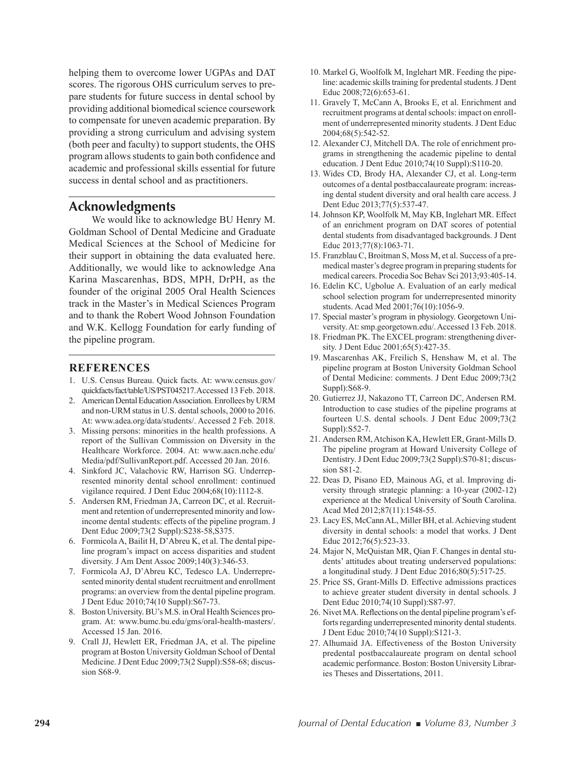helping them to overcome lower UGPAs and DAT scores. The rigorous OHS curriculum serves to prepare students for future success in dental school by providing additional biomedical science coursework to compensate for uneven academic preparation. By providing a strong curriculum and advising system (both peer and faculty) to support students, the OHS program allows students to gain both confidence and academic and professional skills essential for future success in dental school and as practitioners.

## Acknowledgments

We would like to acknowledge BU Henry M. Goldman School of Dental Medicine and Graduate Medical Sciences at the School of Medicine for their support in obtaining the data evaluated here. Additionally, we would like to acknowledge Ana Karina Mascarenhas, BDS, MPH, DrPH, as the founder of the original 2005 Oral Health Sciences track in the Master's in Medical Sciences Program and to thank the Robert Wood Johnson Foundation and W.K. Kellogg Foundation for early funding of the pipeline program.

## REFERENCES

1. U.S. Census Bureau. Quick facts. At: www.census.gov/quickfacts/fact/table/US/PST045217. Accessed 13 Feb. 2018.
2. American Dental Education Association. Enrollees by URM and non-URM status in U.S. dental schools, 2000 to 2016. At: www.adea.org/data/students/. Accessed 2 Feb. 2018.
3. Missing persons: minorities in the health professions. A report of the Sullivan Commission on Diversity in the Healthcare Workforce. 2004. At: www.aacn.nche.edu/Media/pdf/SullivanReport.pdf. Accessed 20 Jan. 2016.
4. Sinkford JC, Valachovic RW, Harrison SG. Underrepresented minority dental school enrollment: continued vigilance required. J Dent Educ 2004;68(10):1112-8.
5. Andersen RM, Friedman JA, Carreon DC, et al. Recruitment and retention of underrepresented minority and low-income dental students: effects of the pipeline program. J Dent Educ 2009;73(2 Suppl):S238-58,S375.
6. Formicola A, Bailit H, D'Abreu K, et al. The dental pipeline program's impact on access disparities and student diversity. J Am Dent Assoc 2009;140(3):346-53.
7. Formicola AJ, D'Abreu KC, Tedesco LA. Underrepresented minority dental student recruitment and enrollment programs: an overview from the dental pipeline program. J Dent Educ 2010;74(10 Suppl):S67-73.
8. Boston University. BU's M.S. in Oral Health Sciences program. At: www.bumc.bu.edu/gms/oral-health-masters/. Accessed 15 Jan. 2016.
9. Crall JJ, Hewlett ER, Friedman JA, et al. The pipeline program at Boston University Goldman School of Dental Medicine. J Dent Educ 2009;73(2 Suppl):S58-68; discussion S68-9.
10. Markel G, Woolfolk M, Inglehart MR. Feeding the pipeline: academic skills training for predental students. J Dent Educ 2008;72(6):653-61.
11. Gravely T, McCann A, Brooks E, et al. Enrichment and recruitment programs at dental schools: impact on enrollment of underrepresented minority students. J Dent Educ 2004;68(5):542-52.
12. Alexander CJ, Mitchell DA. The role of enrichment programs in strengthening the academic pipeline to dental education. J Dent Educ 2010;74(10 Suppl):S110-20.
13. Wides CD, Brody HA, Alexander CJ, et al. Long-term outcomes of a dental postbaccalaureate program: increasing dental student diversity and oral health care access. J Dent Educ 2013;77(5):537-47.
14. Johnson KP, Woolfolk M, May KB, Inglehart MR. Effect of an enrichment program on DAT scores of potential dental students from disadvantaged backgrounds. J Dent Educ 2013;77(8):1063-71.
15. Franzblau C, Broitman S, Moss M, et al. Success of a premedical master's degree program in preparing students for medical careers. Procedia Soc Behav Sci 2013;93:405-14.
16. Edelin KC, Ugbolue A. Evaluation of an early medical school selection program for underrepresented minority students. Acad Med 2001;76(10):1056-9.
17. Special master's program in physiology. Georgetown University. At: smp.georgetown.edu/. Accessed 13 Feb. 2018.
18. Friedman PK. The EXCEL program: strengthening diversity. J Dent Educ 2001;65(5):427-35.
19. Mascarenhas AK, Freilich S, Henshaw M, et al. The pipeline program at Boston University Goldman School of Dental Medicine: comments. J Dent Educ 2009;73(2 Suppl):S68-9.
20. Gutierrez JJ, Nakazono TT, Carreon DC, Andersen RM. Introduction to case studies of the pipeline programs at fourteen U.S. dental schools. J Dent Educ 2009;73(2 Suppl):S52-7.
21. Andersen RM, Atchison KA, Hewlett ER, Grant-Mills D. The pipeline program at Howard University College of Dentistry. J Dent Educ 2009;73(2 Suppl):S70-81; discussion S81-2.
22. Deas D, Pisano ED, Mainous AG, et al. Improving diversity through strategic planning: a 10-year (2002-12) experience at the Medical University of South Carolina. Acad Med 2012;87(11):1548-55.
23. Lacy ES, McCann AL, Miller BH, et al. Achieving student diversity in dental schools: a model that works. J Dent Educ 2012;76(5):523-33.
24. Major N, McQuistan MR, Qian F. Changes in dental students' attitudes about treating underserved populations: a longitudinal study. J Dent Educ 2016;80(5):517-25.
25. Price SS, Grant-Mills D. Effective admissions practices to achieve greater student diversity in dental schools. J Dent Educ 2010;74(10 Suppl):S87-97.
26. Nivet MA. Reflections on the dental pipeline program's efforts regarding underrepresented minority dental students. J Dent Educ 2010;74(10 Suppl):S121-3.
27. Alhumaid JA. Effectiveness of the Boston University predental postbaccalaureate program on dental school academic performance. Boston: Boston University Libraries Theses and Dissertations, 2011.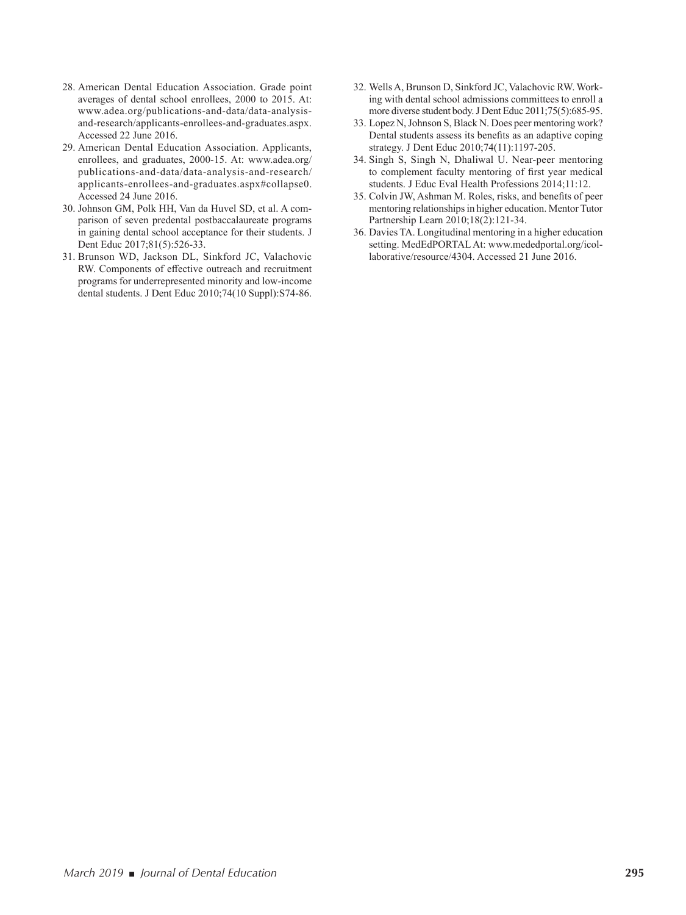28. American Dental Education Association. Grade point averages of dental school enrollees, 2000 to 2015. At: www.adea.org/publications-and-data/data-analysis-and-research/applicants-enrollees-and-graduates.aspx. Accessed 22 June 2016.
29. American Dental Education Association. Applicants, enrollees, and graduates, 2000-15. At: www.adea.org/publications-and-data/data-analysis-and-research/applicants-enrollees-and-graduates.aspx#collapse0. Accessed 24 June 2016.
30. Johnson GM, Polk HH, Van da Huvel SD, et al. A comparison of seven predental postbaccalaureate programs in gaining dental school acceptance for their students. J Dent Educ 2017;81(5):526-33.
31. Brunson WD, Jackson DL, Sinkford JC, Valachovic RW. Components of effective outreach and recruitment programs for underrepresented minority and low-income dental students. J Dent Educ 2010;74(10 Suppl):S74-86.
32. Wells A, Brunson D, Sinkford JC, Valachovic RW. Working with dental school admissions committees to enroll a more diverse student body. J Dent Educ 2011;75(5):685-95.
33. Lopez N, Johnson S, Black N. Does peer mentoring work? Dental students assess its benefits as an adaptive coping strategy. J Dent Educ 2010;74(11):1197-205.
34. Singh S, Singh N, Dhaliwal U. Near-peer mentoring to complement faculty mentoring of first year medical students. J Educ Eval Health Professions 2014;11:12.
35. Colvin JW, Ashman M. Roles, risks, and benefits of peer mentoring relationships in higher education. Mentor Tutor Partnership Learn 2010;18(2):121-34.
36. Davies TA. Longitudinal mentoring in a higher education setting. MedEdPORTAL At: www.mededportal.org/icollaborative/resource/4304. Accessed 21 June 2016.